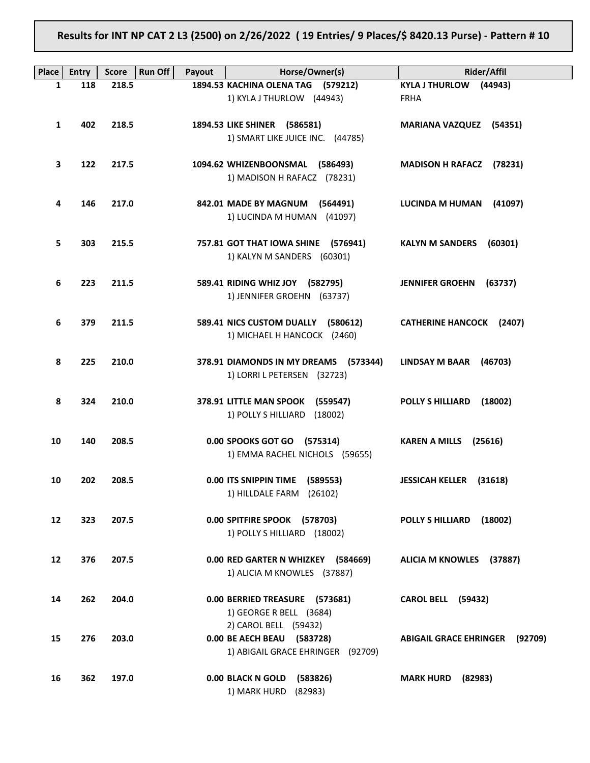**Results for INT NP CAT 2 L3 (2500) on 2/26/2022 ( 19 Entries/ 9 Places/$ 8420.13 Purse) - Pattern # 10**

| Place | Entry | Score | Run Off | Payout | Horse/Owner(s) | Rider/Affil |
|---|---|---|---|---|---|---|
| 1 | 118 | 218.5 | | 1894.53 | **KACHINA OLENA TAG (579212)**<br>1) KYLA J THURLOW (44943) | **KYLA J THURLOW (44943)**<br>FRHA |
| 1 | 402 | 218.5 | | 1894.53 | **LIKE SHINER (586581)**<br>1) SMART LIKE JUICE INC. (44785) | **MARIANA VAZQUEZ (54351)** |
| 3 | 122 | 217.5 | | 1094.62 | **WHIZENBOONSMAL (586493)**<br>1) MADISON H RAFACZ (78231) | **MADISON H RAFACZ (78231)** |
| 4 | 146 | 217.0 | | 842.01 | **MADE BY MAGNUM (564491)**<br>1) LUCINDA M HUMAN (41097) | **LUCINDA M HUMAN (41097)** |
| 5 | 303 | 215.5 | | 757.81 | **GOT THAT IOWA SHINE (576941)**<br>1) KALYN M SANDERS (60301) | **KALYN M SANDERS (60301)** |
| 6 | 223 | 211.5 | | 589.41 | **RIDING WHIZ JOY (582795)**<br>1) JENNIFER GROEHN (63737) | **JENNIFER GROEHN (63737)** |
| 6 | 379 | 211.5 | | 589.41 | **NICS CUSTOM DUALLY (580612)**<br>1) MICHAEL H HANCOCK (2460) | **CATHERINE HANCOCK (2407)** |
| 8 | 225 | 210.0 | | 378.91 | **DIAMONDS IN MY DREAMS (573344)**<br>1) LORRI L PETERSEN (32723) | **LINDSAY M BAAR (46703)** |
| 8 | 324 | 210.0 | | 378.91 | **LITTLE MAN SPOOK (559547)**<br>1) POLLY S HILLIARD (18002) | **POLLY S HILLIARD (18002)** |
| 10 | 140 | 208.5 | | 0.00 | **SPOOKS GOT GO (575314)**<br>1) EMMA RACHEL NICHOLS (59655) | **KAREN A MILLS (25616)** |
| 10 | 202 | 208.5 | | 0.00 | **ITS SNIPPIN TIME (589553)**<br>1) HILLDALE FARM (26102) | **JESSICAH KELLER (31618)** |
| 12 | 323 | 207.5 | | 0.00 | **SPITFIRE SPOOK (578703)**<br>1) POLLY S HILLIARD (18002) | **POLLY S HILLIARD (18002)** |
| 12 | 376 | 207.5 | | 0.00 | **RED GARTER N WHIZKEY (584669)**<br>1) ALICIA M KNOWLES (37887) | **ALICIA M KNOWLES (37887)** |
| 14 | 262 | 204.0 | | 0.00 | **BERRIED TREASURE (573681)**<br>1) GEORGE R BELL (3684)<br>2) CAROL BELL (59432) | **CAROL BELL (59432)** |
| 15 | 276 | 203.0 | | 0.00 | **BE AECH BEAU (583728)**<br>1) ABIGAIL GRACE EHRINGER (92709) | **ABIGAIL GRACE EHRINGER (92709)** |
| 16 | 362 | 197.0 | | 0.00 | **BLACK N GOLD (583826)**<br>1) MARK HURD (82983) | **MARK HURD (82983)** |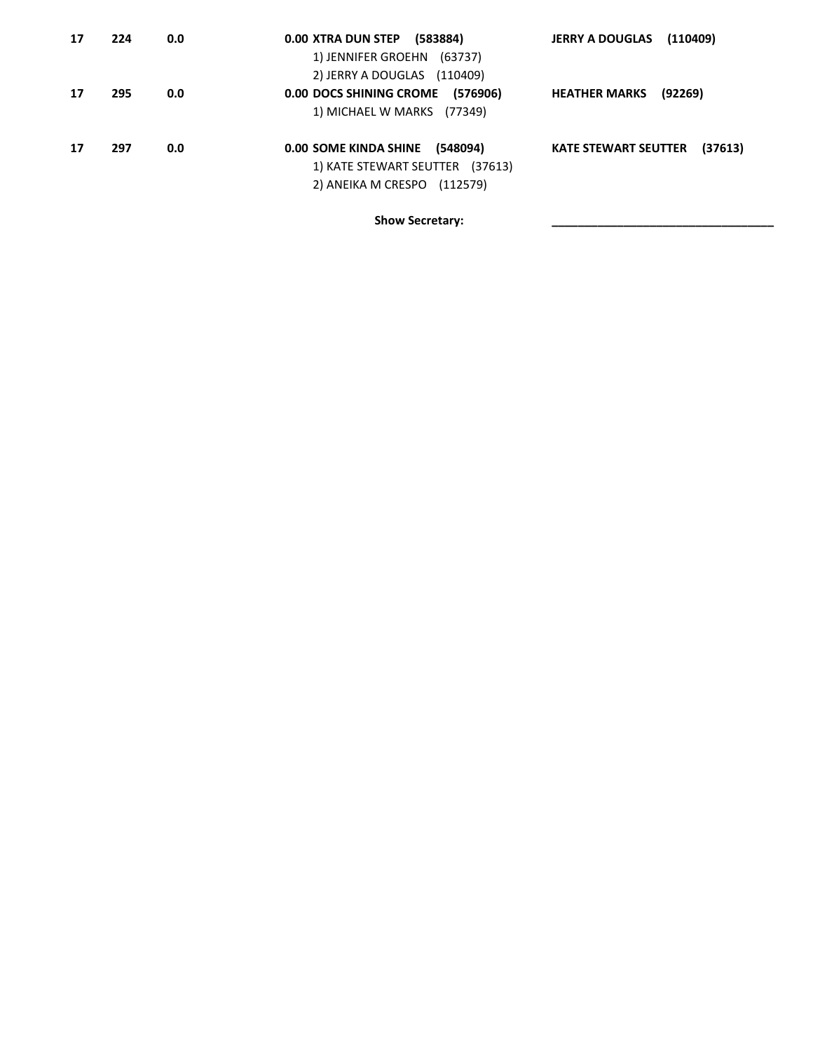| | | | | |
|---|---|---|---|---|
| **17** | **224** | **0.0** | **0.00 XTRA DUN STEP (583884)**<br>1) JENNIFER GROEHN (63737)<br>2) JERRY A DOUGLAS (110409) | **JERRY A DOUGLAS (110409)** |
| **17** | **295** | **0.0** | **0.00 DOCS SHINING CROME (576906)**<br>1) MICHAEL W MARKS (77349) | **HEATHER MARKS (92269)** |
| **17** | **297** | **0.0** | **0.00 SOME KINDA SHINE (548094)**<br>1) KATE STEWART SEUTTER (37613)<br>2) ANEIKA M CRESPO (112579) | **KATE STEWART SEUTTER (37613)** |

**Show Secretary:** ________________________________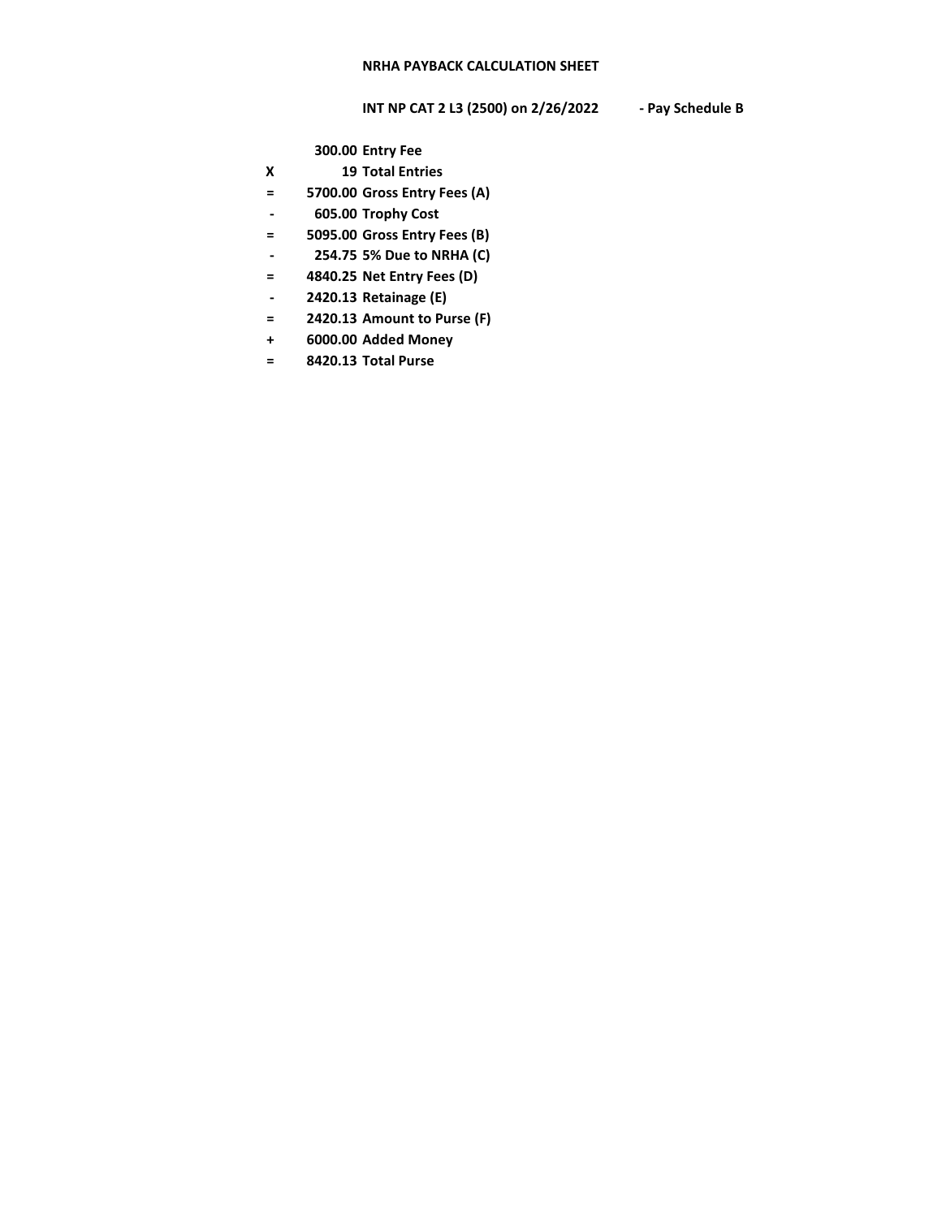**NRHA PAYBACK CALCULATION SHEET**

**INT NP CAT 2 L3 (2500) on 2/26/2022 - Pay Schedule B**

| | | |
|---|---|---|
| | 300.00 | Entry Fee |
| X | 19 | Total Entries |
| = | 5700.00 | Gross Entry Fees (A) |
| - | 605.00 | Trophy Cost |
| = | 5095.00 | Gross Entry Fees (B) |
| - | 254.75 | 5% Due to NRHA (C) |
| = | 4840.25 | Net Entry Fees (D) |
| - | 2420.13 | Retainage (E) |
| = | 2420.13 | Amount to Purse (F) |
| + | 6000.00 | Added Money |
| = | 8420.13 | Total Purse |